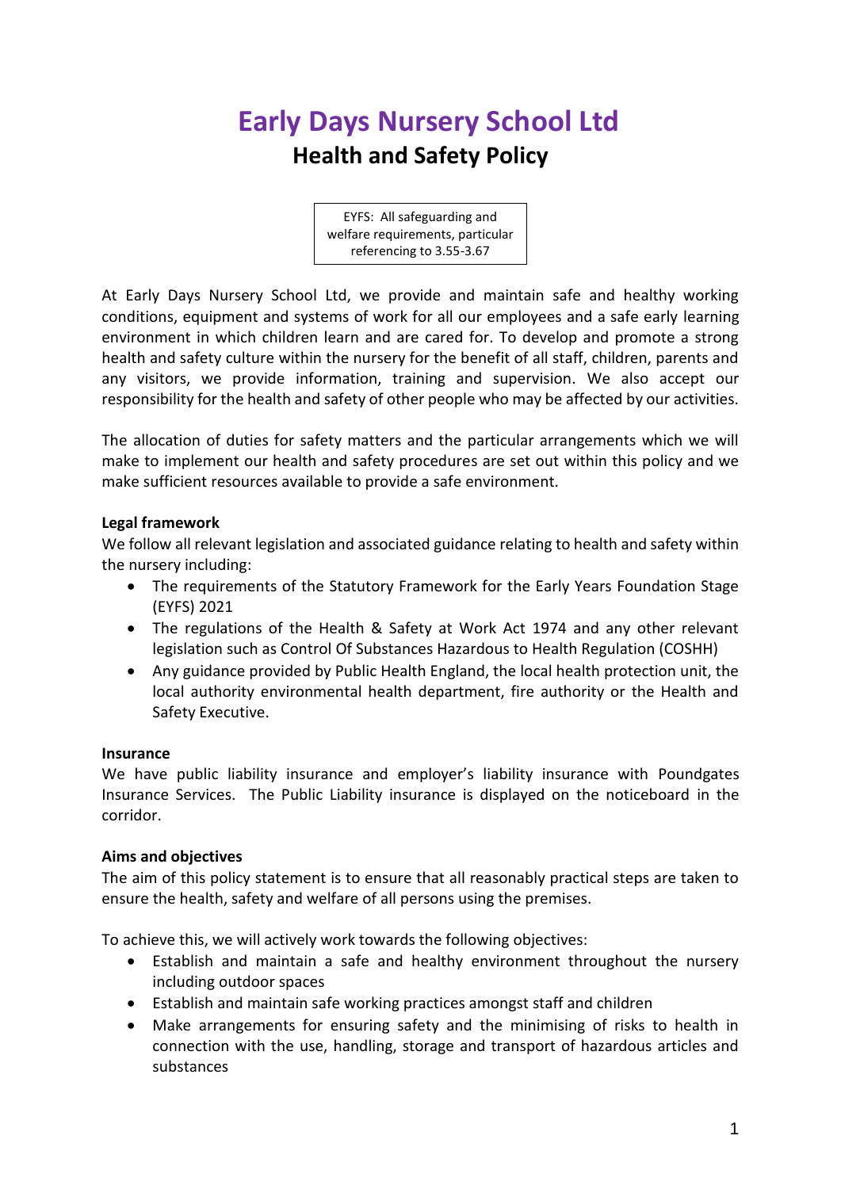# Early Days Nursery School Ltd

## Health and Safety Policy

EYFS: All safeguarding and welfare requirements, particular referencing to 3.55-3.67

At Early Days Nursery School Ltd, we provide and maintain safe and healthy working conditions, equipment and systems of work for all our employees and a safe early learning environment in which children learn and are cared for. To develop and promote a strong health and safety culture within the nursery for the benefit of all staff, children, parents and any visitors, we provide information, training and supervision. We also accept our responsibility for the health and safety of other people who may be affected by our activities.

The allocation of duties for safety matters and the particular arrangements which we will make to implement our health and safety procedures are set out within this policy and we make sufficient resources available to provide a safe environment.

**Legal framework**

We follow all relevant legislation and associated guidance relating to health and safety within the nursery including:

- The requirements of the Statutory Framework for the Early Years Foundation Stage (EYFS) 2021
- The regulations of the Health & Safety at Work Act 1974 and any other relevant legislation such as Control Of Substances Hazardous to Health Regulation (COSHH)
- Any guidance provided by Public Health England, the local health protection unit, the local authority environmental health department, fire authority or the Health and Safety Executive.

**Insurance**

We have public liability insurance and employer's liability insurance with Poundgates Insurance Services. The Public Liability insurance is displayed on the noticeboard in the corridor.

**Aims and objectives**

The aim of this policy statement is to ensure that all reasonably practical steps are taken to ensure the health, safety and welfare of all persons using the premises.

To achieve this, we will actively work towards the following objectives:

- Establish and maintain a safe and healthy environment throughout the nursery including outdoor spaces
- Establish and maintain safe working practices amongst staff and children
- Make arrangements for ensuring safety and the minimising of risks to health in connection with the use, handling, storage and transport of hazardous articles and substances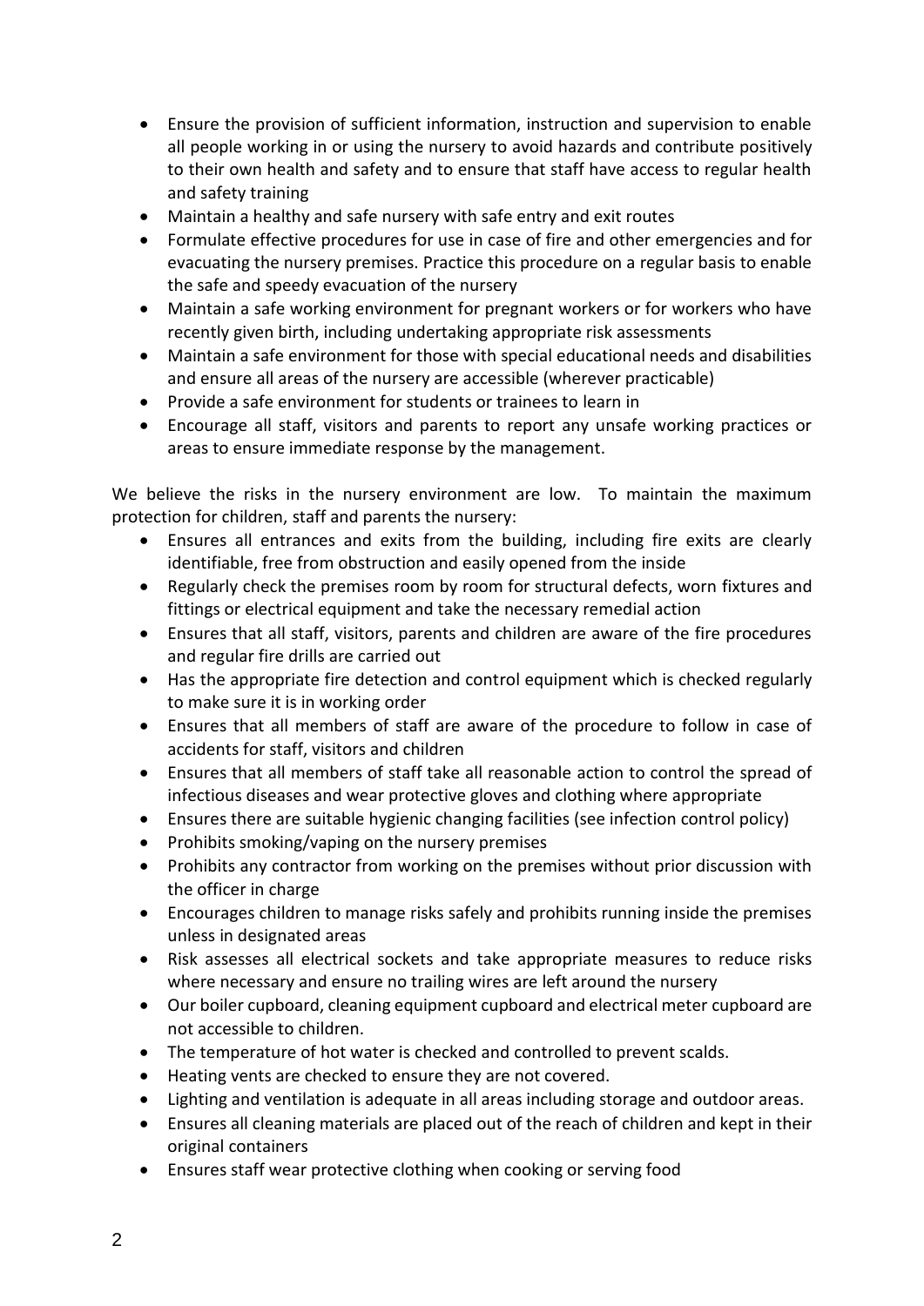- Ensure the provision of sufficient information, instruction and supervision to enable all people working in or using the nursery to avoid hazards and contribute positively to their own health and safety and to ensure that staff have access to regular health and safety training
- Maintain a healthy and safe nursery with safe entry and exit routes
- Formulate effective procedures for use in case of fire and other emergencies and for evacuating the nursery premises. Practice this procedure on a regular basis to enable the safe and speedy evacuation of the nursery
- Maintain a safe working environment for pregnant workers or for workers who have recently given birth, including undertaking appropriate risk assessments
- Maintain a safe environment for those with special educational needs and disabilities and ensure all areas of the nursery are accessible (wherever practicable)
- Provide a safe environment for students or trainees to learn in
- Encourage all staff, visitors and parents to report any unsafe working practices or areas to ensure immediate response by the management.

We believe the risks in the nursery environment are low. To maintain the maximum protection for children, staff and parents the nursery:

- Ensures all entrances and exits from the building, including fire exits are clearly identifiable, free from obstruction and easily opened from the inside
- Regularly check the premises room by room for structural defects, worn fixtures and fittings or electrical equipment and take the necessary remedial action
- Ensures that all staff, visitors, parents and children are aware of the fire procedures and regular fire drills are carried out
- Has the appropriate fire detection and control equipment which is checked regularly to make sure it is in working order
- Ensures that all members of staff are aware of the procedure to follow in case of accidents for staff, visitors and children
- Ensures that all members of staff take all reasonable action to control the spread of infectious diseases and wear protective gloves and clothing where appropriate
- Ensures there are suitable hygienic changing facilities (see infection control policy)
- Prohibits smoking/vaping on the nursery premises
- Prohibits any contractor from working on the premises without prior discussion with the officer in charge
- Encourages children to manage risks safely and prohibits running inside the premises unless in designated areas
- Risk assesses all electrical sockets and take appropriate measures to reduce risks where necessary and ensure no trailing wires are left around the nursery
- Our boiler cupboard, cleaning equipment cupboard and electrical meter cupboard are not accessible to children.
- The temperature of hot water is checked and controlled to prevent scalds.
- Heating vents are checked to ensure they are not covered.
- Lighting and ventilation is adequate in all areas including storage and outdoor areas.
- Ensures all cleaning materials are placed out of the reach of children and kept in their original containers
- Ensures staff wear protective clothing when cooking or serving food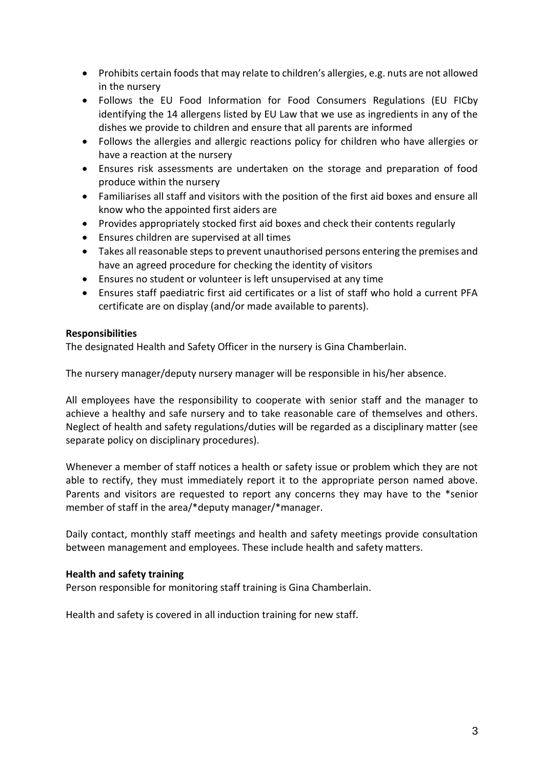- Prohibits certain foods that may relate to children's allergies, e.g. nuts are not allowed in the nursery
- Follows the EU Food Information for Food Consumers Regulations (EU FICby identifying the 14 allergens listed by EU Law that we use as ingredients in any of the dishes we provide to children and ensure that all parents are informed
- Follows the allergies and allergic reactions policy for children who have allergies or have a reaction at the nursery
- Ensures risk assessments are undertaken on the storage and preparation of food produce within the nursery
- Familiarises all staff and visitors with the position of the first aid boxes and ensure all know who the appointed first aiders are
- Provides appropriately stocked first aid boxes and check their contents regularly
- Ensures children are supervised at all times
- Takes all reasonable steps to prevent unauthorised persons entering the premises and have an agreed procedure for checking the identity of visitors
- Ensures no student or volunteer is left unsupervised at any time
- Ensures staff paediatric first aid certificates or a list of staff who hold a current PFA certificate are on display (and/or made available to parents).

**Responsibilities**

The designated Health and Safety Officer in the nursery is Gina Chamberlain.

The nursery manager/deputy nursery manager will be responsible in his/her absence.

All employees have the responsibility to cooperate with senior staff and the manager to achieve a healthy and safe nursery and to take reasonable care of themselves and others. Neglect of health and safety regulations/duties will be regarded as a disciplinary matter (see separate policy on disciplinary procedures).

Whenever a member of staff notices a health or safety issue or problem which they are not able to rectify, they must immediately report it to the appropriate person named above. Parents and visitors are requested to report any concerns they may have to the *senior member of staff in the area/*deputy manager/*manager.

Daily contact, monthly staff meetings and health and safety meetings provide consultation between management and employees. These include health and safety matters.

**Health and safety training**

Person responsible for monitoring staff training is Gina Chamberlain.

Health and safety is covered in all induction training for new staff.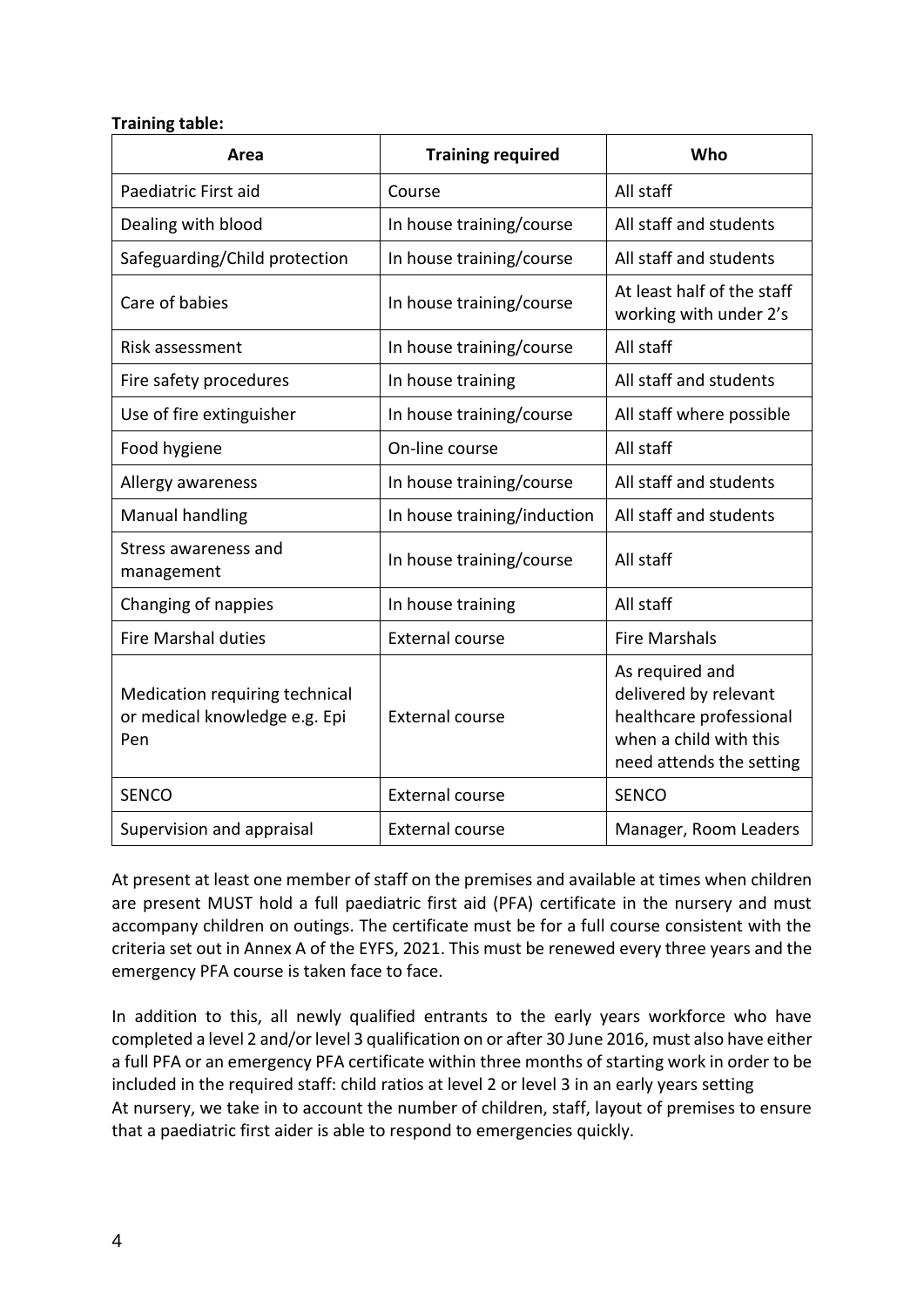**Training table:**

| Area | Training required | Who |
| --- | --- | --- |
| Paediatric First aid | Course | All staff |
| Dealing with blood | In house training/course | All staff and students |
| Safeguarding/Child protection | In house training/course | All staff and students |
| Care of babies | In house training/course | At least half of the staff working with under 2's |
| Risk assessment | In house training/course | All staff |
| Fire safety procedures | In house training | All staff and students |
| Use of fire extinguisher | In house training/course | All staff where possible |
| Food hygiene | On-line course | All staff |
| Allergy awareness | In house training/course | All staff and students |
| Manual handling | In house training/induction | All staff and students |
| Stress awareness and management | In house training/course | All staff |
| Changing of nappies | In house training | All staff |
| Fire Marshal duties | External course | Fire Marshals |
| Medication requiring technical or medical knowledge e.g. Epi Pen | External course | As required and delivered by relevant healthcare professional when a child with this need attends the setting |
| SENCO | External course | SENCO |
| Supervision and appraisal | External course | Manager, Room Leaders |

At present at least one member of staff on the premises and available at times when children are present MUST hold a full paediatric first aid (PFA) certificate in the nursery and must accompany children on outings. The certificate must be for a full course consistent with the criteria set out in Annex A of the EYFS, 2021. This must be renewed every three years and the emergency PFA course is taken face to face.

In addition to this, all newly qualified entrants to the early years workforce who have completed a level 2 and/or level 3 qualification on or after 30 June 2016, must also have either a full PFA or an emergency PFA certificate within three months of starting work in order to be included in the required staff: child ratios at level 2 or level 3 in an early years setting
At nursery, we take in to account the number of children, staff, layout of premises to ensure that a paediatric first aider is able to respond to emergencies quickly.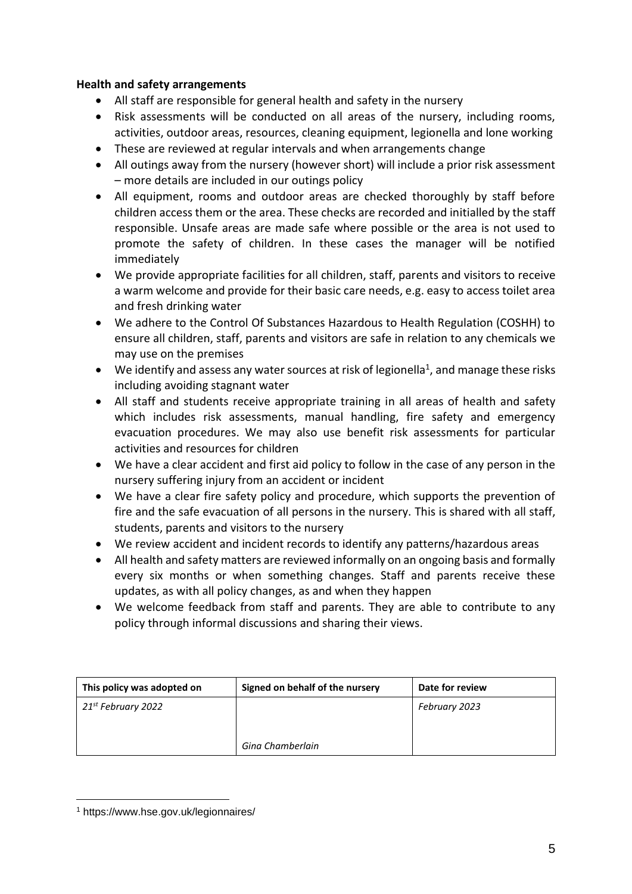**Health and safety arrangements**

- All staff are responsible for general health and safety in the nursery
- Risk assessments will be conducted on all areas of the nursery, including rooms, activities, outdoor areas, resources, cleaning equipment, legionella and lone working
- These are reviewed at regular intervals and when arrangements change
- All outings away from the nursery (however short) will include a prior risk assessment – more details are included in our outings policy
- All equipment, rooms and outdoor areas are checked thoroughly by staff before children access them or the area. These checks are recorded and initialled by the staff responsible. Unsafe areas are made safe where possible or the area is not used to promote the safety of children. In these cases the manager will be notified immediately
- We provide appropriate facilities for all children, staff, parents and visitors to receive a warm welcome and provide for their basic care needs, e.g. easy to access toilet area and fresh drinking water
- We adhere to the Control Of Substances Hazardous to Health Regulation (COSHH) to ensure all children, staff, parents and visitors are safe in relation to any chemicals we may use on the premises
- We identify and assess any water sources at risk of legionella[1], and manage these risks including avoiding stagnant water
- All staff and students receive appropriate training in all areas of health and safety which includes risk assessments, manual handling, fire safety and emergency evacuation procedures. We may also use benefit risk assessments for particular activities and resources for children
- We have a clear accident and first aid policy to follow in the case of any person in the nursery suffering injury from an accident or incident
- We have a clear fire safety policy and procedure, which supports the prevention of fire and the safe evacuation of all persons in the nursery. This is shared with all staff, students, parents and visitors to the nursery
- We review accident and incident records to identify any patterns/hazardous areas
- All health and safety matters are reviewed informally on an ongoing basis and formally every six months or when something changes. Staff and parents receive these updates, as with all policy changes, as and when they happen
- We welcome feedback from staff and parents. They are able to contribute to any policy through informal discussions and sharing their views.

| This policy was adopted on | Signed on behalf of the nursery | Date for review |
|---|---|---|
| *21st February 2022* | *Gina Chamberlain* | *February 2023* |

[1] https://www.hse.gov.uk/legionnaires/